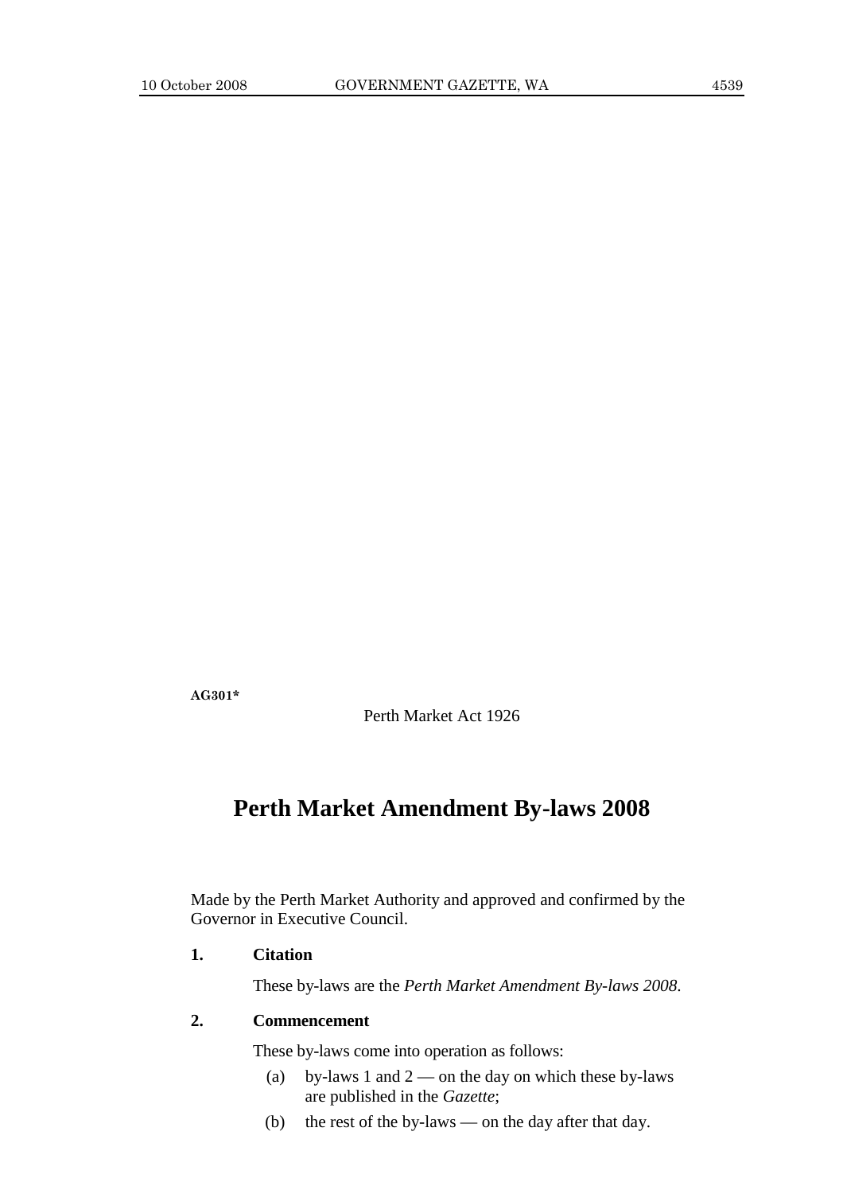**AG301***

Perth Market Act 1926

# Perth Market Amendment By-laws 2008

Made by the Perth Market Authority and approved and confirmed by the Governor in Executive Council.

**1. Citation**

These by-laws are the *Perth Market Amendment By-laws 2008*.

**2. Commencement**

These by-laws come into operation as follows:

(a) by-laws 1 and 2 — on the day on which these by-laws are published in the *Gazette*;

(b) the rest of the by-laws — on the day after that day.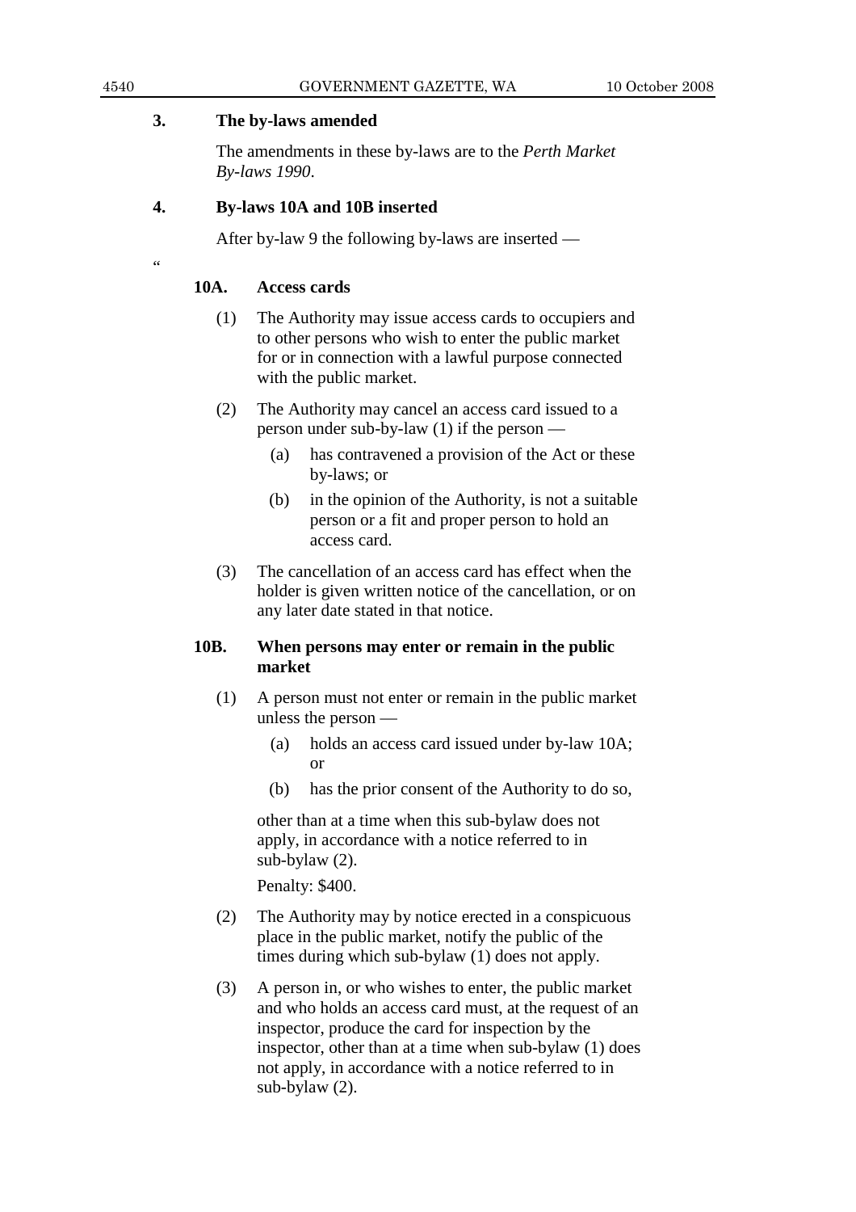**3. The by-laws amended**

The amendments in these by-laws are to the *Perth Market By-laws 1990*.

**4. By-laws 10A and 10B inserted**

After by-law 9 the following by-laws are inserted —

"

**10A. Access cards**

(1) The Authority may issue access cards to occupiers and to other persons who wish to enter the public market for or in connection with a lawful purpose connected with the public market.

(2) The Authority may cancel an access card issued to a person under sub-by-law (1) if the person —

(a) has contravened a provision of the Act or these by-laws; or

(b) in the opinion of the Authority, is not a suitable person or a fit and proper person to hold an access card.

(3) The cancellation of an access card has effect when the holder is given written notice of the cancellation, or on any later date stated in that notice.

**10B. When persons may enter or remain in the public market**

(1) A person must not enter or remain in the public market unless the person —

(a) holds an access card issued under by-law 10A; or

(b) has the prior consent of the Authority to do so,

other than at a time when this sub-bylaw does not apply, in accordance with a notice referred to in sub-bylaw (2).

Penalty: $400.

(2) The Authority may by notice erected in a conspicuous place in the public market, notify the public of the times during which sub-bylaw (1) does not apply.

(3) A person in, or who wishes to enter, the public market and who holds an access card must, at the request of an inspector, produce the card for inspection by the inspector, other than at a time when sub-bylaw (1) does not apply, in accordance with a notice referred to in sub-bylaw (2).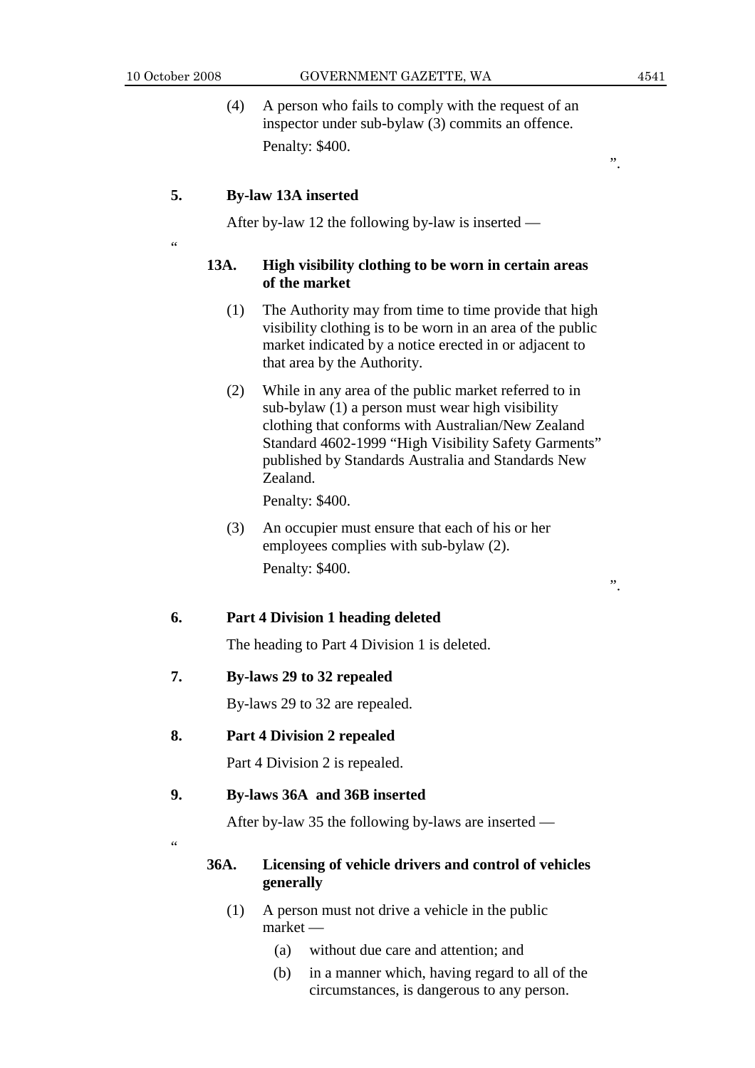(4) A person who fails to comply with the request of an inspector under sub-bylaw (3) commits an offence.

Penalty: $400.

".

**5. By-law 13A inserted**

After by-law 12 the following by-law is inserted —

"

**13A. High visibility clothing to be worn in certain areas of the market**

(1) The Authority may from time to time provide that high visibility clothing is to be worn in an area of the public market indicated by a notice erected in or adjacent to that area by the Authority.

(2) While in any area of the public market referred to in sub-bylaw (1) a person must wear high visibility clothing that conforms with Australian/New Zealand Standard 4602-1999 "High Visibility Safety Garments" published by Standards Australia and Standards New Zealand.

Penalty: $400.

(3) An occupier must ensure that each of his or her employees complies with sub-bylaw (2).

Penalty: $400.

".

**6. Part 4 Division 1 heading deleted**

The heading to Part 4 Division 1 is deleted.

**7. By-laws 29 to 32 repealed**

By-laws 29 to 32 are repealed.

**8. Part 4 Division 2 repealed**

Part 4 Division 2 is repealed.

**9. By-laws 36A and 36B inserted**

After by-law 35 the following by-laws are inserted —

"

**36A. Licensing of vehicle drivers and control of vehicles generally**

(1) A person must not drive a vehicle in the public market —

(a) without due care and attention; and

(b) in a manner which, having regard to all of the circumstances, is dangerous to any person.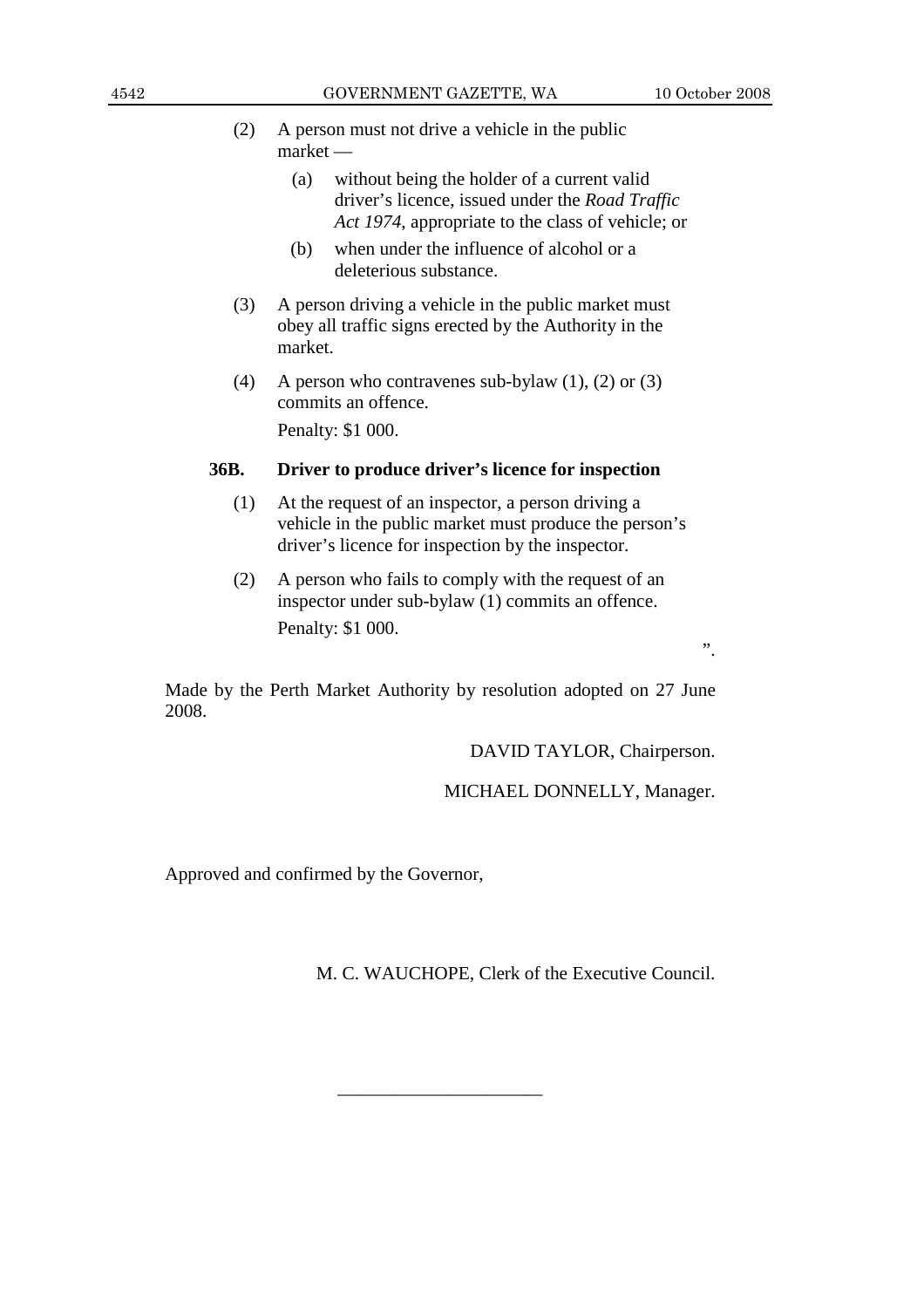(2) A person must not drive a vehicle in the public market —

 (a) without being the holder of a current valid driver's licence, issued under the *Road Traffic Act 1974*, appropriate to the class of vehicle; or

 (b) when under the influence of alcohol or a deleterious substance.

(3) A person driving a vehicle in the public market must obey all traffic signs erected by the Authority in the market.

(4) A person who contravenes sub-bylaw (1), (2) or (3) commits an offence.

Penalty: $1 000.

**36B. Driver to produce driver's licence for inspection**

(1) At the request of an inspector, a person driving a vehicle in the public market must produce the person's driver's licence for inspection by the inspector.

(2) A person who fails to comply with the request of an inspector under sub-bylaw (1) commits an offence.

Penalty: $1 000.

".

Made by the Perth Market Authority by resolution adopted on 27 June 2008.

DAVID TAYLOR, Chairperson.

MICHAEL DONNELLY, Manager.

Approved and confirmed by the Governor,

M. C. WAUCHOPE, Clerk of the Executive Council.

---